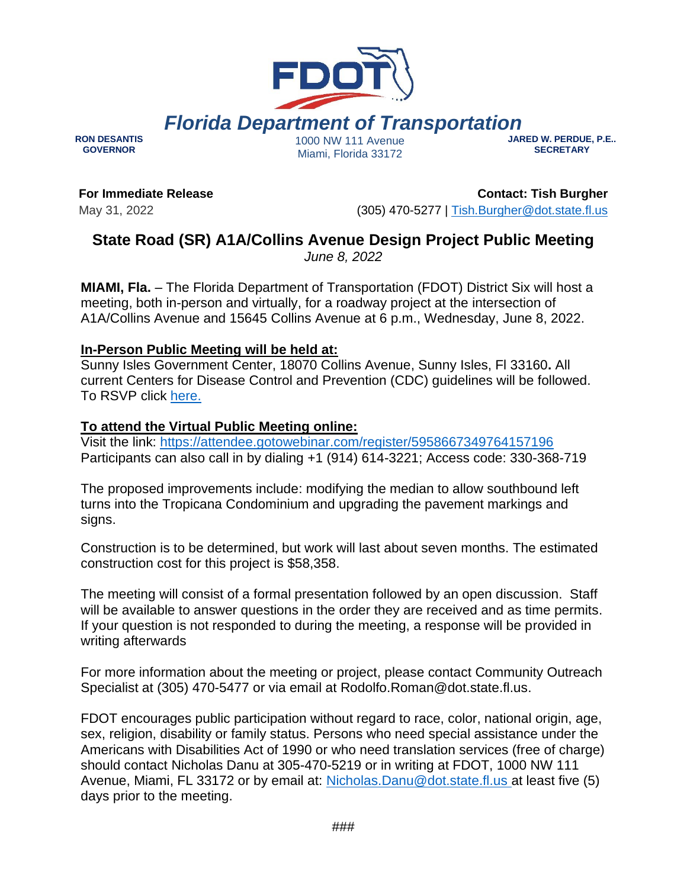# Florida Department of Transportation

**RON DESANTIS**
**GOVERNOR**

1000 NW 111 Avenue
Miami, Florida 33172

**JARED W. PERDUE, P.E..**
**SECRETARY**

**For Immediate Release**
May 31, 2022

**Contact: Tish Burgher**
(305) 470-5277 | Tish.Burgher@dot.state.fl.us

## State Road (SR) A1A/Collins Avenue Design Project Public Meeting

*June 8, 2022*

**MIAMI, Fla.** – The Florida Department of Transportation (FDOT) District Six will host a meeting, both in-person and virtually, for a roadway project at the intersection of A1A/Collins Avenue and 15645 Collins Avenue at 6 p.m., Wednesday, June 8, 2022.

**In-Person Public Meeting will be held at:**
Sunny Isles Government Center, 18070 Collins Avenue, Sunny Isles, Fl 33160**.** All current Centers for Disease Control and Prevention (CDC) guidelines will be followed. To RSVP click here.

**To attend the Virtual Public Meeting online:**
Visit the link: https://attendee.gotowebinar.com/register/5958667349764157196
Participants can also call in by dialing +1 (914) 614-3221; Access code: 330-368-719

The proposed improvements include: modifying the median to allow southbound left turns into the Tropicana Condominium and upgrading the pavement markings and signs.

Construction is to be determined, but work will last about seven months. The estimated construction cost for this project is $58,358.

The meeting will consist of a formal presentation followed by an open discussion. Staff will be available to answer questions in the order they are received and as time permits. If your question is not responded to during the meeting, a response will be provided in writing afterwards

For more information about the meeting or project, please contact Community Outreach Specialist at (305) 470-5477 or via email at Rodolfo.Roman@dot.state.fl.us.

FDOT encourages public participation without regard to race, color, national origin, age, sex, religion, disability or family status. Persons who need special assistance under the Americans with Disabilities Act of 1990 or who need translation services (free of charge) should contact Nicholas Danu at 305-470-5219 or in writing at FDOT, 1000 NW 111 Avenue, Miami, FL 33172 or by email at: Nicholas.Danu@dot.state.fl.us at least five (5) days prior to the meeting.

###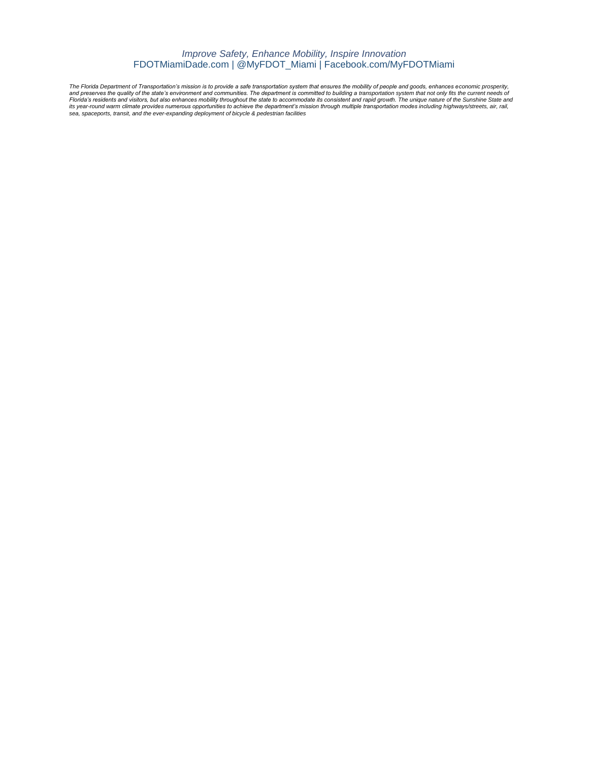*Improve Safety, Enhance Mobility, Inspire Innovation*
FDOTMiamiDade.com | @MyFDOT_Miami | Facebook.com/MyFDOTMiami

*The Florida Department of Transportation's mission is to provide a safe transportation system that ensures the mobility of people and goods, enhances economic prosperity, and preserves the quality of the state's environment and communities. The department is committed to building a transportation system that not only fits the current needs of Florida's residents and visitors, but also enhances mobility throughout the state to accommodate its consistent and rapid growth. The unique nature of the Sunshine State and its year-round warm climate provides numerous opportunities to achieve the department's mission through multiple transportation modes including highways/streets, air, rail, sea, spaceports, transit, and the ever-expanding deployment of bicycle & pedestrian facilities*